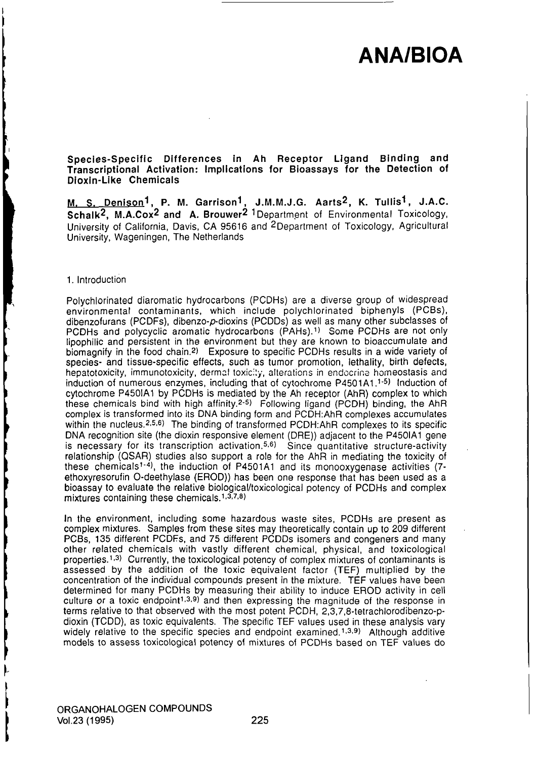# ANA/BIOA

## Species-Specific Differences in Ah Receptor Ligand Binding and Transcriptional Activation: Implications for Bioassays for the Detection of Dioxin-Like Chemicals

M. S. Denison[1], P. M. Garrison[1], J.M.M.J.G. Aarts[2], K. Tullis[1], J.A.C. Schalk[2], M.A.Cox[2] and A. Brouwer[2] [1]Department of Environmental Toxicology, University of California, Davis, CA 95616 and [2]Department of Toxicology, Agricultural University, Wageningen, The Netherlands

### 1. Introduction

Polychlorinated diaromatic hydrocarbons (PCDHs) are a diverse group of widespread environmental contaminants, which include polychlorinated biphenyls (PCBs), dibenzofurans (PCDFs), dibenzo-*p*-dioxins (PCDDs) as well as many other subclasses of PCDHs and polycyclic aromatic hydrocarbons (PAHs).[1] Some PCDHs are not only lipophilic and persistent in the environment but they are known to bioaccumulate and biomagnify in the food chain.[2] Exposure to specific PCDHs results in a wide variety of species- and tissue-specific effects, such as tumor promotion, lethality, birth defects, hepatotoxicity, immunotoxicity, dermal toxicity, alterations in endocrine homeostasis and induction of numerous enzymes, including that of cytochrome P4501A1.[1-5] Induction of cytochrome P450IA1 by PCDHs is mediated by the Ah receptor (AhR) complex to which these chemicals bind with high affinity.[2-5] Following ligand (PCDH) binding, the AhR complex is transformed into its DNA binding form and PCDH:AhR complexes accumulates within the nucleus.[2,5,6] The binding of transformed PCDH:AhR complexes to its specific DNA recognition site (the dioxin responsive element (DRE)) adjacent to the P450IA1 gene is necessary for its transcription activation.[5,6] Since quantitative structure-activity relationship (QSAR) studies also support a role for the AhR in mediating the toxicity of these chemicals[1-4], the induction of P4501A1 and its monooxygenase activities (7-ethoxyresorufin O-deethylase (EROD)) has been one response that has been used as a bioassay to evaluate the relative biological/toxicological potency of PCDHs and complex mixtures containing these chemicals.[1,3,7,8]

In the environment, including some hazardous waste sites, PCDHs are present as complex mixtures. Samples from these sites may theoretically contain up to 209 different PCBs, 135 different PCDFs, and 75 different PCDDs isomers and congeners and many other related chemicals with vastly different chemical, physical, and toxicological properties.[1,3] Currently, the toxicological potency of complex mixtures of contaminants is assessed by the addition of the toxic equivalent factor (TEF) multiplied by the concentration of the individual compounds present in the mixture. TEF values have been determined for many PCDHs by measuring their ability to induce EROD activity in cell culture or a toxic endpoint[1,3,9] and then expressing the magnitude of the response in terms relative to that observed with the most potent PCDH, 2,3,7,8-tetrachlorodibenzo-p-dioxin (TCDD), as toxic equivalents. The specific TEF values used in these analysis vary widely relative to the specific species and endpoint examined.[1,3,9] Although additive models to assess toxicological potency of mixtures of PCDHs based on TEF values do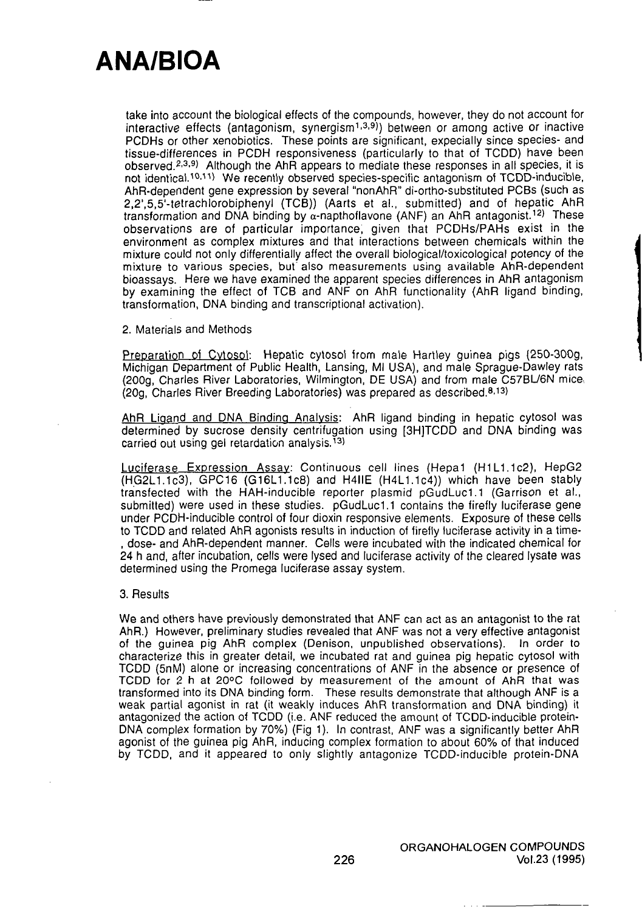take into account the biological effects of the compounds, however, they do not account for interactive effects (antagonism, synergism[1,3,9]) between or among active or inactive PCDHs or other xenobiotics. These points are significant, expecially since species- and tissue-differences in PCDH responsiveness (particularly to that of TCDD) have been observed.[2,3,9] Although the AhR appears to mediate these responses in all species, it is not identical.[10,11] We recently observed species-specific antagonism of TCDD-inducible, AhR-dependent gene expression by several "nonAhR" di-ortho-substituted PCBs (such as 2,2',5,5'-tetrachlorobiphenyl (TCB)) (Aarts et al., submitted) and of hepatic AhR transformation and DNA binding by α-napthoflavone (ANF) an AhR antagonist.[12] These observations are of particular importance, given that PCDHs/PAHs exist in the environment as complex mixtures and that interactions between chemicals within the mixture could not only differentially affect the overall biological/toxicological potency of the mixture to various species, but also measurements using available AhR-dependent bioassays. Here we have examined the apparent species differences in AhR antagonism by examining the effect of TCB and ANF on AhR functionality (AhR ligand binding, transformation, DNA binding and transcriptional activation).

## 2. Materials and Methods

Preparation of Cytosol: Hepatic cytosol from male Hartley guinea pigs (250-300g, Michigan Department of Public Health, Lansing, MI USA), and male Sprague-Dawley rats (200g, Charles River Laboratories, Wilmington, DE USA) and from male C57BL/6N mice (20g, Charles River Breeding Laboratories) was prepared as described.[8,13]

AhR Ligand and DNA Binding Analysis: AhR ligand binding in hepatic cytosol was determined by sucrose density centrifugation using [3H]TCDD and DNA binding was carried out using gel retardation analysis.[13]

Luciferase Expression Assay: Continuous cell lines (Hepa1 (H1L1.1c2), HepG2 (HG2L1.1c3), GPC16 (G16L1.1c8) and H4IIE (H4L1.1c4)) which have been stably transfected with the HAH-inducible reporter plasmid pGudLuc1.1 (Garrison et al., submitted) were used in these studies. pGudLuc1.1 contains the firefly luciferase gene under PCDH-inducible control of four dioxin responsive elements. Exposure of these cells to TCDD and related AhR agonists results in induction of firefly luciferase activity in a time-, dose- and AhR-dependent manner. Cells were incubated with the indicated chemical for 24 h and, after incubation, cells were lysed and luciferase activity of the cleared lysate was determined using the Promega luciferase assay system.

## 3. Results

We and others have previously demonstrated that ANF can act as an antagonist to the rat AhR.) However, preliminary studies revealed that ANF was not a very effective antagonist of the guinea pig AhR complex (Denison, unpublished observations). In order to characterize this in greater detail, we incubated rat and guinea pig hepatic cytosol with TCDD (5nM) alone or increasing concentrations of ANF in the absence or presence of TCDD for 2 h at 20°C followed by measurement of the amount of AhR that was transformed into its DNA binding form. These results demonstrate that although ANF is a weak partial agonist in rat (it weakly induces AhR transformation and DNA binding) it antagonized the action of TCDD (i.e. ANF reduced the amount of TCDD-inducible protein-DNA complex formation by 70%) (Fig 1). In contrast, ANF was a significantly better AhR agonist of the guinea pig AhR, inducing complex formation to about 60% of that induced by TCDD, and it appeared to only slightly antagonize TCDD-inducible protein-DNA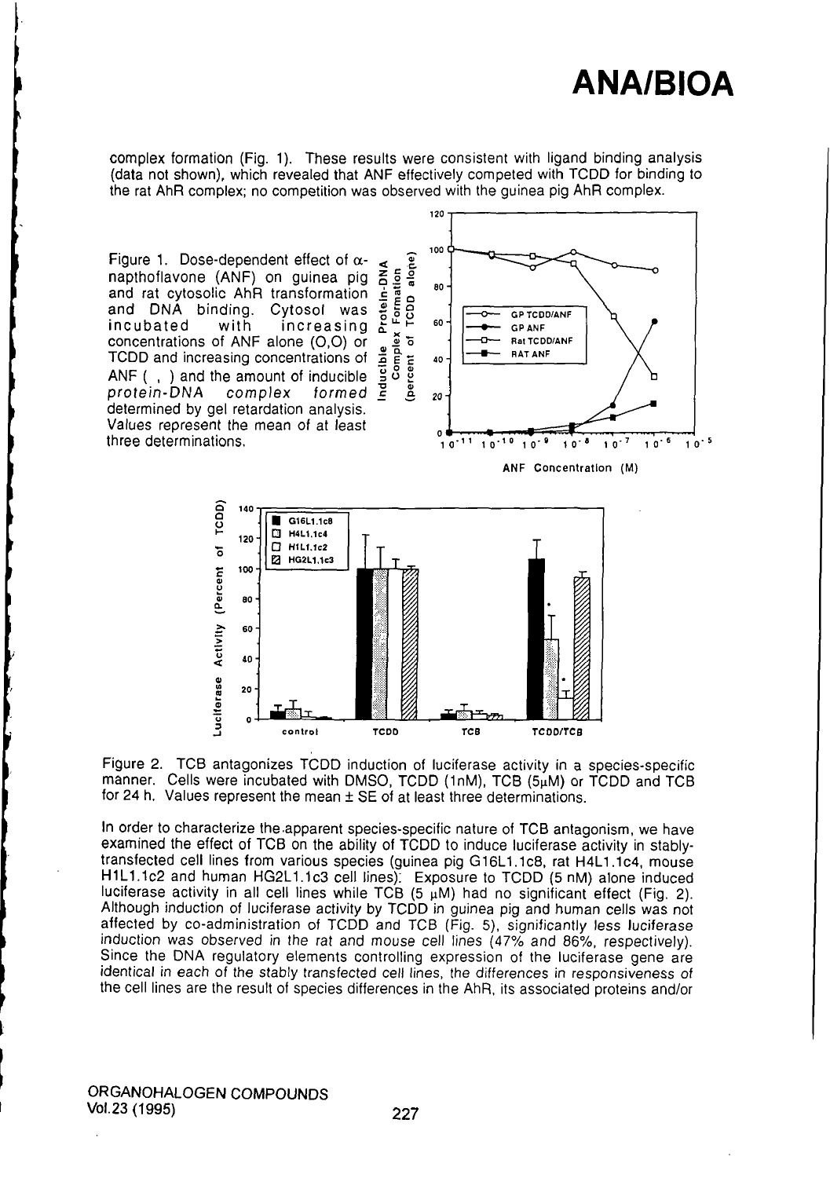complex formation (Fig. 1). These results were consistent with ligand binding analysis (data not shown), which revealed that ANF effectively competed with TCDD for binding to the rat AhR complex; no competition was observed with the guinea pig AhR complex.

Figure 1. Dose-dependent effect of α-napthoflavone (ANF) on guinea pig and rat cytosolic AhR transformation and DNA binding. Cytosol was incubated with increasing concentrations of ANF alone (O,O) or TCDD and increasing concentrations of ANF ( , ) and the amount of inducible *protein-DNA complex formed* determined by gel retardation analysis. Values represent the mean of at least three determinations.

Figure 2. TCB antagonizes TCDD induction of luciferase activity in a species-specific manner. Cells were incubated with DMSO, TCDD (1nM), TCB (5μM) or TCDD and TCB for 24 h. Values represent the mean ± SE of at least three determinations.

In order to characterize the apparent species-specific nature of TCB antagonism, we have examined the effect of TCB on the ability of TCDD to induce luciferase activity in stably-transfected cell lines from various species (guinea pig G16L1.1c8, rat H4L1.1c4, mouse H1L1.1c2 and human HG2L1.1c3 cell lines). Exposure to TCDD (5 nM) alone induced luciferase activity in all cell lines while TCB (5 μM) had no significant effect (Fig. 2). Although induction of luciferase activity by TCDD in guinea pig and human cells was not affected by co-administration of TCDD and TCB (Fig. 5), significantly less luciferase induction was observed in the rat and mouse cell lines (47% and 86%, respectively). Since the DNA regulatory elements controlling expression of the luciferase gene are identical in each of the stably transfected cell lines, the differences in responsiveness of the cell lines are the result of species differences in the AhR, its associated proteins and/or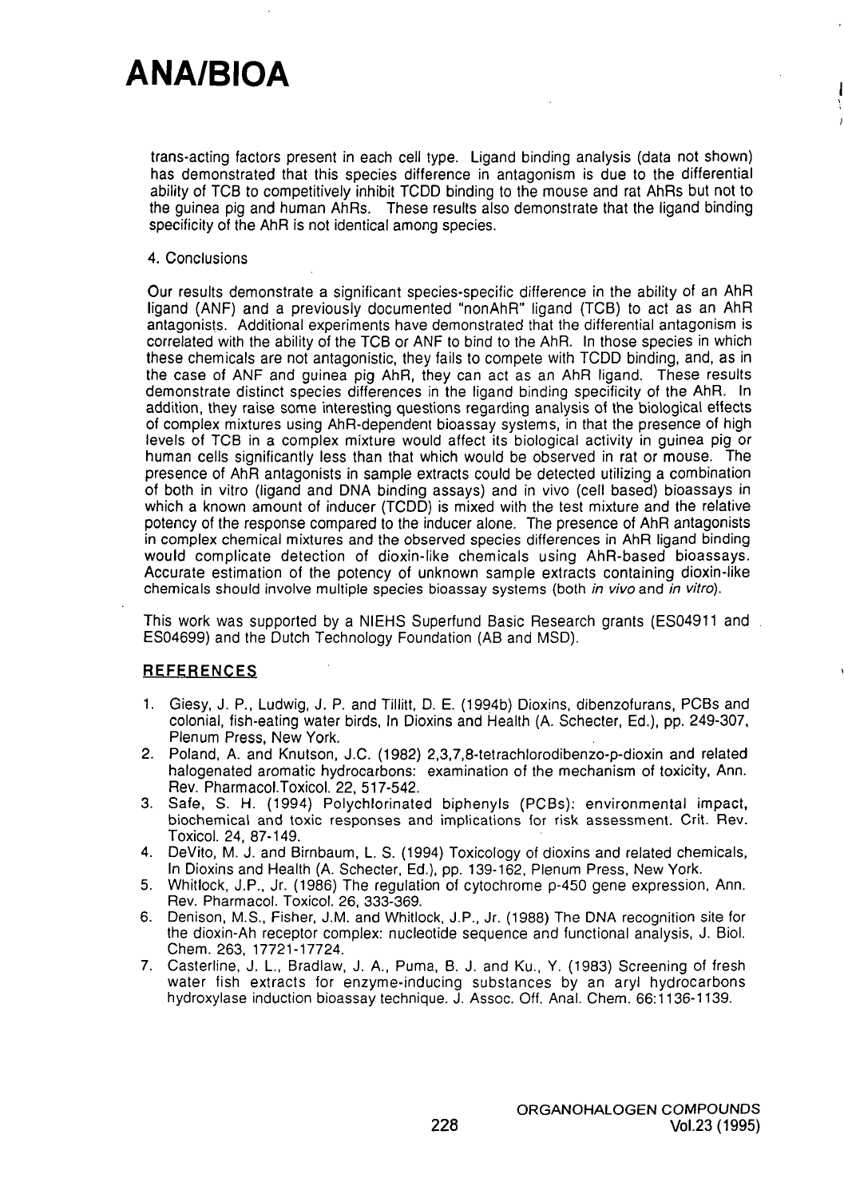trans-acting factors present in each cell type. Ligand binding analysis (data not shown) has demonstrated that this species difference in antagonism is due to the differential ability of TCB to competitively inhibit TCDD binding to the mouse and rat AhRs but not to the guinea pig and human AhRs. These results also demonstrate that the ligand binding specificity of the AhR is not identical among species.

## 4. Conclusions

Our results demonstrate a significant species-specific difference in the ability of an AhR ligand (ANF) and a previously documented "nonAhR" ligand (TCB) to act as an AhR antagonists. Additional experiments have demonstrated that the differential antagonism is correlated with the ability of the TCB or ANF to bind to the AhR. In those species in which these chemicals are not antagonistic, they fails to compete with TCDD binding, and, as in the case of ANF and guinea pig AhR, they can act as an AhR ligand. These results demonstrate distinct species differences in the ligand binding specificity of the AhR. In addition, they raise some interesting questions regarding analysis of the biological effects of complex mixtures using AhR-dependent bioassay systems, in that the presence of high levels of TCB in a complex mixture would affect its biological activity in guinea pig or human cells significantly less than that which would be observed in rat or mouse. The presence of AhR antagonists in sample extracts could be detected utilizing a combination of both in vitro (ligand and DNA binding assays) and in vivo (cell based) bioassays in which a known amount of inducer (TCDD) is mixed with the test mixture and the relative potency of the response compared to the inducer alone. The presence of AhR antagonists in complex chemical mixtures and the observed species differences in AhR ligand binding would complicate detection of dioxin-like chemicals using AhR-based bioassays. Accurate estimation of the potency of unknown sample extracts containing dioxin-like chemicals should involve multiple species bioassay systems (both *in vivo* and *in vitro*).

This work was supported by a NIEHS Superfund Basic Research grants (ES04911 and ES04699) and the Dutch Technology Foundation (AB and MSD).

## REFERENCES

1. Giesy, J. P., Ludwig, J. P. and Tillitt, D. E. (1994b) Dioxins, dibenzofurans, PCBs and colonial, fish-eating water birds, In Dioxins and Health (A. Schecter, Ed.), pp. 249-307, Plenum Press, New York.
2. Poland, A. and Knutson, J.C. (1982) 2,3,7,8-tetrachlorodibenzo-p-dioxin and related halogenated aromatic hydrocarbons: examination of the mechanism of toxicity, Ann. Rev. Pharmacol.Toxicol. 22, 517-542.
3. Safe, S. H. (1994) Polychlorinated biphenyls (PCBs): environmental impact, biochemical and toxic responses and implications for risk assessment. Crit. Rev. Toxicol. 24, 87-149.
4. DeVito, M. J. and Birnbaum, L. S. (1994) Toxicology of dioxins and related chemicals, In Dioxins and Health (A. Schecter, Ed.), pp. 139-162, Plenum Press, New York.
5. Whitlock, J.P., Jr. (1986) The regulation of cytochrome p-450 gene expression, Ann. Rev. Pharmacol. Toxicol. 26, 333-369.
6. Denison, M.S., Fisher, J.M. and Whitlock, J.P., Jr. (1988) The DNA recognition site for the dioxin-Ah receptor complex: nucleotide sequence and functional analysis, J. Biol. Chem. 263, 17721-17724.
7. Casterline, J. L., Bradlaw, J. A., Puma, B. J. and Ku., Y. (1983) Screening of fresh water fish extracts for enzyme-inducing substances by an aryl hydrocarbons hydroxylase induction bioassay technique. J. Assoc. Off. Anal. Chem. 66:1136-1139.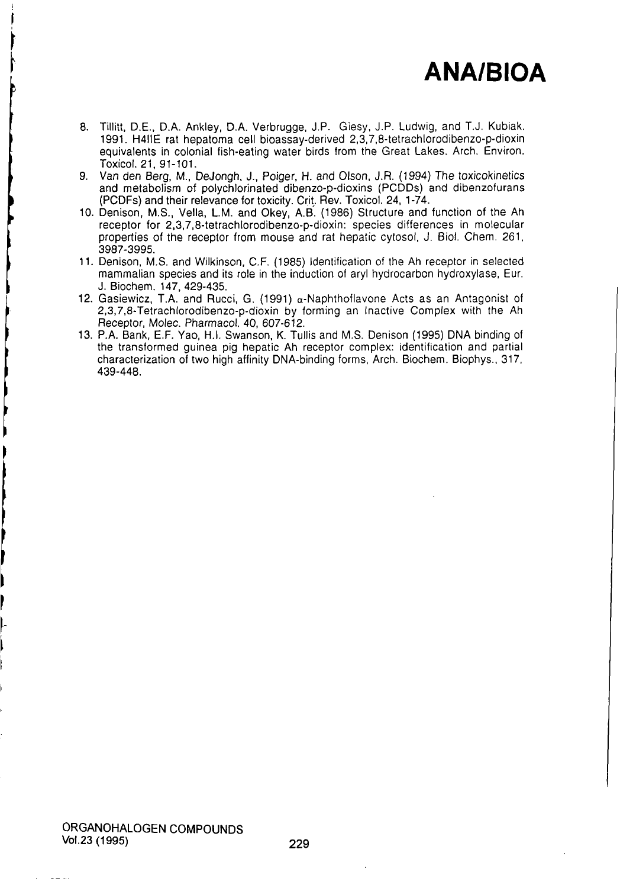8. Tillitt, D.E., D.A. Ankley, D.A. Verbrugge, J.P. Giesy, J.P. Ludwig, and T.J. Kubiak. 1991. H4IIE rat hepatoma cell bioassay-derived 2,3,7,8-tetrachlorodibenzo-p-dioxin equivalents in colonial fish-eating water birds from the Great Lakes. Arch. Environ. Toxicol. 21, 91-101.
9. Van den Berg, M., DeJongh, J., Poiger, H. and Olson, J.R. (1994) The toxicokinetics and metabolism of polychlorinated dibenzo-p-dioxins (PCDDs) and dibenzofurans (PCDFs) and their relevance for toxicity. Crit. Rev. Toxicol. 24, 1-74.
10. Denison, M.S., Vella, L.M. and Okey, A.B. (1986) Structure and function of the Ah receptor for 2,3,7,8-tetrachlorodibenzo-p-dioxin: species differences in molecular properties of the receptor from mouse and rat hepatic cytosol, J. Biol. Chem. 261, 3987-3995.
11. Denison, M.S. and Wilkinson, C.F. (1985) Identification of the Ah receptor in selected mammalian species and its role in the induction of aryl hydrocarbon hydroxylase, Eur. J. Biochem. 147, 429-435.
12. Gasiewicz, T.A. and Rucci, G. (1991) α-Naphthoflavone Acts as an Antagonist of 2,3,7,8-Tetrachlorodibenzo-p-dioxin by forming an Inactive Complex with the Ah Receptor, Molec. Pharmacol. 40, 607-612.
13. P.A. Bank, E.F. Yao, H.I. Swanson, K. Tullis and M.S. Denison (1995) DNA binding of the transformed guinea pig hepatic Ah receptor complex: identification and partial characterization of two high affinity DNA-binding forms, Arch. Biochem. Biophys., 317, 439-448.